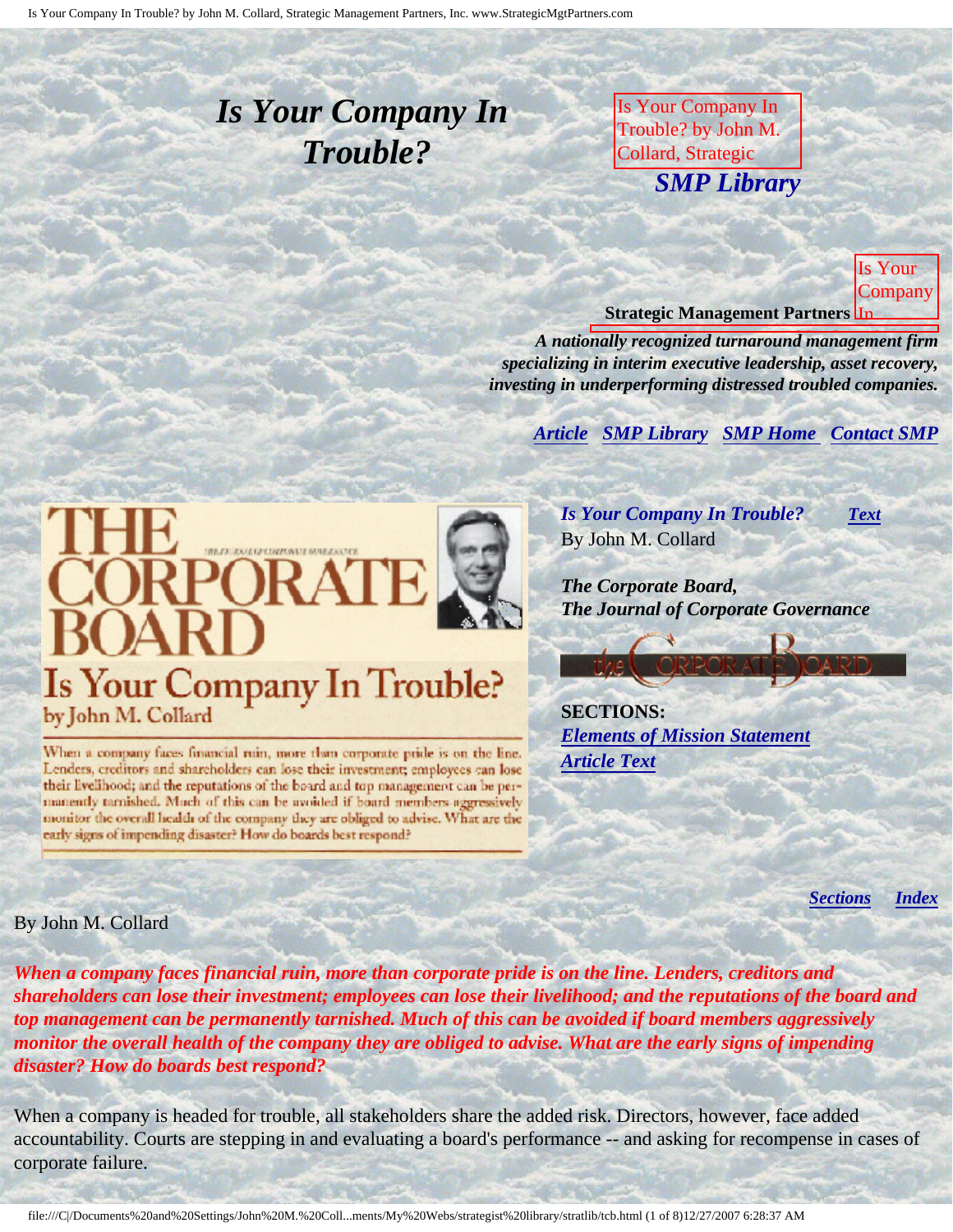# Is Your Company In Trouble?

***SMP Library***

**Strategic Management Partners**

***A nationally recognized turnaround management firm specializing in interim executive leadership, asset recovery, investing in underperforming distressed troubled companies.***

***Article*** ***SMP Library*** ***SMP Home*** ***Contact SMP***

THE CORPORATE BOARD

## Is Your Company In Trouble?
by John M. Collard

When a company faces financial ruin, more than corporate pride is on the line. Lenders, creditors and shareholders can lose their investment; employees can lose their livelihood; and the reputations of the board and top management can be permanently tarnished. Much of this can be avoided if board members aggressively monitor the overall health of the company they are obliged to advise. What are the early signs of impending disaster? How do boards best respond?

***Is Your Company In Trouble?*** ***Text***
By John M. Collard

***The Corporate Board,***
***The Journal of Corporate Governance***

**SECTIONS:**
***Elements of Mission Statement***
***Article Text***

***Sections*** ***Index***

By John M. Collard

***When a company faces financial ruin, more than corporate pride is on the line. Lenders, creditors and shareholders can lose their investment; employees can lose their livelihood; and the reputations of the board and top management can be permanently tarnished. Much of this can be avoided if board members aggressively monitor the overall health of the company they are obliged to advise. What are the early signs of impending disaster? How do boards best respond?***

When a company is headed for trouble, all stakeholders share the added risk. Directors, however, face added accountability. Courts are stepping in and evaluating a board's performance -- and asking for recompense in cases of corporate failure.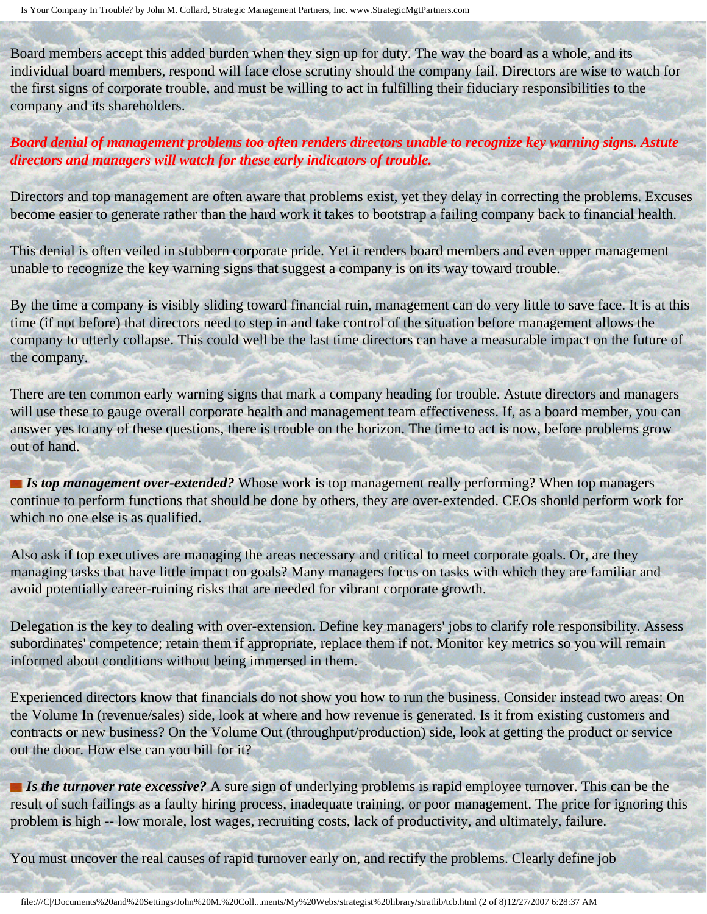Board members accept this added burden when they sign up for duty. The way the board as a whole, and its individual board members, respond will face close scrutiny should the company fail. Directors are wise to watch for the first signs of corporate trouble, and must be willing to act in fulfilling their fiduciary responsibilities to the company and its shareholders.

***Board denial of management problems too often renders directors unable to recognize key warning signs. Astute directors and managers will watch for these early indicators of trouble.***

Directors and top management are often aware that problems exist, yet they delay in correcting the problems. Excuses become easier to generate rather than the hard work it takes to bootstrap a failing company back to financial health.

This denial is often veiled in stubborn corporate pride. Yet it renders board members and even upper management unable to recognize the key warning signs that suggest a company is on its way toward trouble.

By the time a company is visibly sliding toward financial ruin, management can do very little to save face. It is at this time (if not before) that directors need to step in and take control of the situation before management allows the company to utterly collapse. This could well be the last time directors can have a measurable impact on the future of the company.

There are ten common early warning signs that mark a company heading for trouble. Astute directors and managers will use these to gauge overall corporate health and management team effectiveness. If, as a board member, you can answer yes to any of these questions, there is trouble on the horizon. The time to act is now, before problems grow out of hand.

- ***Is top management over-extended?*** Whose work is top management really performing? When top managers continue to perform functions that should be done by others, they are over-extended. CEOs should perform work for which no one else is as qualified.

Also ask if top executives are managing the areas necessary and critical to meet corporate goals. Or, are they managing tasks that have little impact on goals? Many managers focus on tasks with which they are familiar and avoid potentially career-ruining risks that are needed for vibrant corporate growth.

Delegation is the key to dealing with over-extension. Define key managers' jobs to clarify role responsibility. Assess subordinates' competence; retain them if appropriate, replace them if not. Monitor key metrics so you will remain informed about conditions without being immersed in them.

Experienced directors know that financials do not show you how to run the business. Consider instead two areas: On the Volume In (revenue/sales) side, look at where and how revenue is generated. Is it from existing customers and contracts or new business? On the Volume Out (throughput/production) side, look at getting the product or service out the door. How else can you bill for it?

- ***Is the turnover rate excessive?*** A sure sign of underlying problems is rapid employee turnover. This can be the result of such failings as a faulty hiring process, inadequate training, or poor management. The price for ignoring this problem is high -- low morale, lost wages, recruiting costs, lack of productivity, and ultimately, failure.

You must uncover the real causes of rapid turnover early on, and rectify the problems. Clearly define job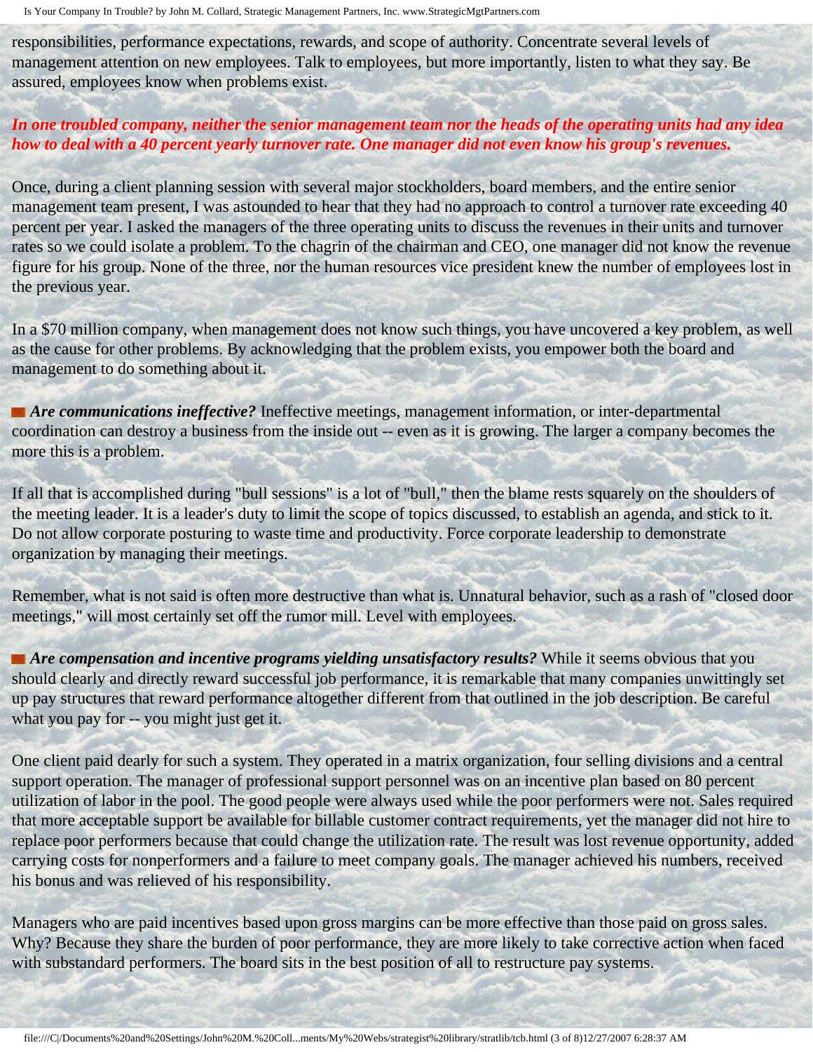responsibilities, performance expectations, rewards, and scope of authority. Concentrate several levels of management attention on new employees. Talk to employees, but more importantly, listen to what they say. Be assured, employees know when problems exist.

***In one troubled company, neither the senior management team nor the heads of the operating units had any idea how to deal with a 40 percent yearly turnover rate. One manager did not even know his group's revenues.***

Once, during a client planning session with several major stockholders, board members, and the entire senior management team present, I was astounded to hear that they had no approach to control a turnover rate exceeding 40 percent per year. I asked the managers of the three operating units to discuss the revenues in their units and turnover rates so we could isolate a problem. To the chagrin of the chairman and CEO, one manager did not know the revenue figure for his group. None of the three, nor the human resources vice president knew the number of employees lost in the previous year.

In a $70 million company, when management does not know such things, you have uncovered a key problem, as well as the cause for other problems. By acknowledging that the problem exists, you empower both the board and management to do something about it.

- ***Are communications ineffective?*** Ineffective meetings, management information, or inter-departmental coordination can destroy a business from the inside out -- even as it is growing. The larger a company becomes the more this is a problem.

If all that is accomplished during "bull sessions" is a lot of "bull," then the blame rests squarely on the shoulders of the meeting leader. It is a leader's duty to limit the scope of topics discussed, to establish an agenda, and stick to it. Do not allow corporate posturing to waste time and productivity. Force corporate leadership to demonstrate organization by managing their meetings.

Remember, what is not said is often more destructive than what is. Unnatural behavior, such as a rash of "closed door meetings," will most certainly set off the rumor mill. Level with employees.

- ***Are compensation and incentive programs yielding unsatisfactory results?*** While it seems obvious that you should clearly and directly reward successful job performance, it is remarkable that many companies unwittingly set up pay structures that reward performance altogether different from that outlined in the job description. Be careful what you pay for -- you might just get it.

One client paid dearly for such a system. They operated in a matrix organization, four selling divisions and a central support operation. The manager of professional support personnel was on an incentive plan based on 80 percent utilization of labor in the pool. The good people were always used while the poor performers were not. Sales required that more acceptable support be available for billable customer contract requirements, yet the manager did not hire to replace poor performers because that could change the utilization rate. The result was lost revenue opportunity, added carrying costs for nonperformers and a failure to meet company goals. The manager achieved his numbers, received his bonus and was relieved of his responsibility.

Managers who are paid incentives based upon gross margins can be more effective than those paid on gross sales. Why? Because they share the burden of poor performance, they are more likely to take corrective action when faced with substandard performers. The board sits in the best position of all to restructure pay systems.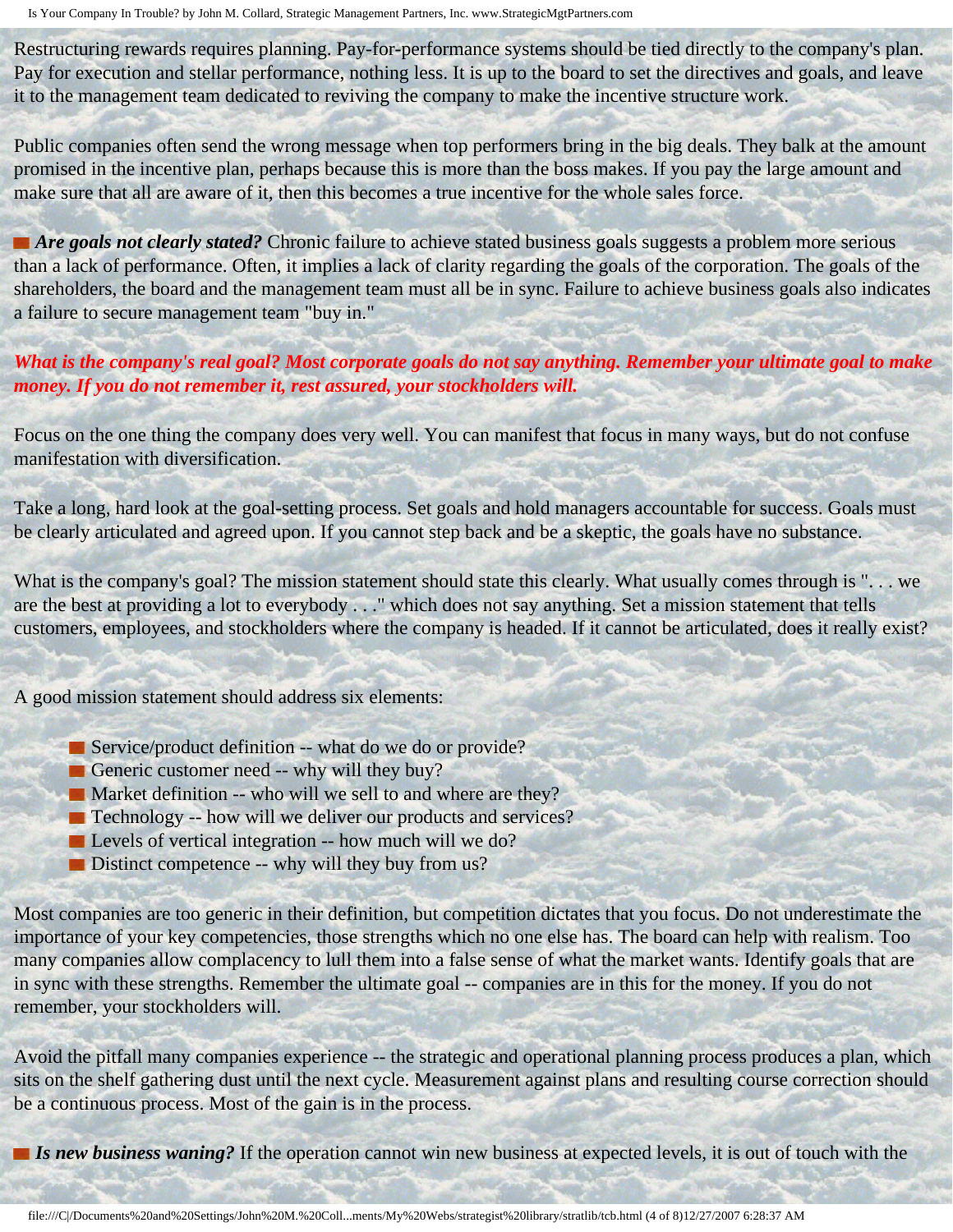Restructuring rewards requires planning. Pay-for-performance systems should be tied directly to the company's plan. Pay for execution and stellar performance, nothing less. It is up to the board to set the directives and goals, and leave it to the management team dedicated to reviving the company to make the incentive structure work.

Public companies often send the wrong message when top performers bring in the big deals. They balk at the amount promised in the incentive plan, perhaps because this is more than the boss makes. If you pay the large amount and make sure that all are aware of it, then this becomes a true incentive for the whole sales force.

- ***Are goals not clearly stated?*** Chronic failure to achieve stated business goals suggests a problem more serious than a lack of performance. Often, it implies a lack of clarity regarding the goals of the corporation. The goals of the shareholders, the board and the management team must all be in sync. Failure to achieve business goals also indicates a failure to secure management team "buy in."

***What is the company's real goal? Most corporate goals do not say anything. Remember your ultimate goal to make money. If you do not remember it, rest assured, your stockholders will.***

Focus on the one thing the company does very well. You can manifest that focus in many ways, but do not confuse manifestation with diversification.

Take a long, hard look at the goal-setting process. Set goals and hold managers accountable for success. Goals must be clearly articulated and agreed upon. If you cannot step back and be a skeptic, the goals have no substance.

What is the company's goal? The mission statement should state this clearly. What usually comes through is ". . . we are the best at providing a lot to everybody . . ." which does not say anything. Set a mission statement that tells customers, employees, and stockholders where the company is headed. If it cannot be articulated, does it really exist?

A good mission statement should address six elements:

- Service/product definition -- what do we do or provide?
- Generic customer need -- why will they buy?
- Market definition -- who will we sell to and where are they?
- Technology -- how will we deliver our products and services?
- Levels of vertical integration -- how much will we do?
- Distinct competence -- why will they buy from us?

Most companies are too generic in their definition, but competition dictates that you focus. Do not underestimate the importance of your key competencies, those strengths which no one else has. The board can help with realism. Too many companies allow complacency to lull them into a false sense of what the market wants. Identify goals that are in sync with these strengths. Remember the ultimate goal -- companies are in this for the money. If you do not remember, your stockholders will.

Avoid the pitfall many companies experience -- the strategic and operational planning process produces a plan, which sits on the shelf gathering dust until the next cycle. Measurement against plans and resulting course correction should be a continuous process. Most of the gain is in the process.

- ***Is new business waning?*** If the operation cannot win new business at expected levels, it is out of touch with the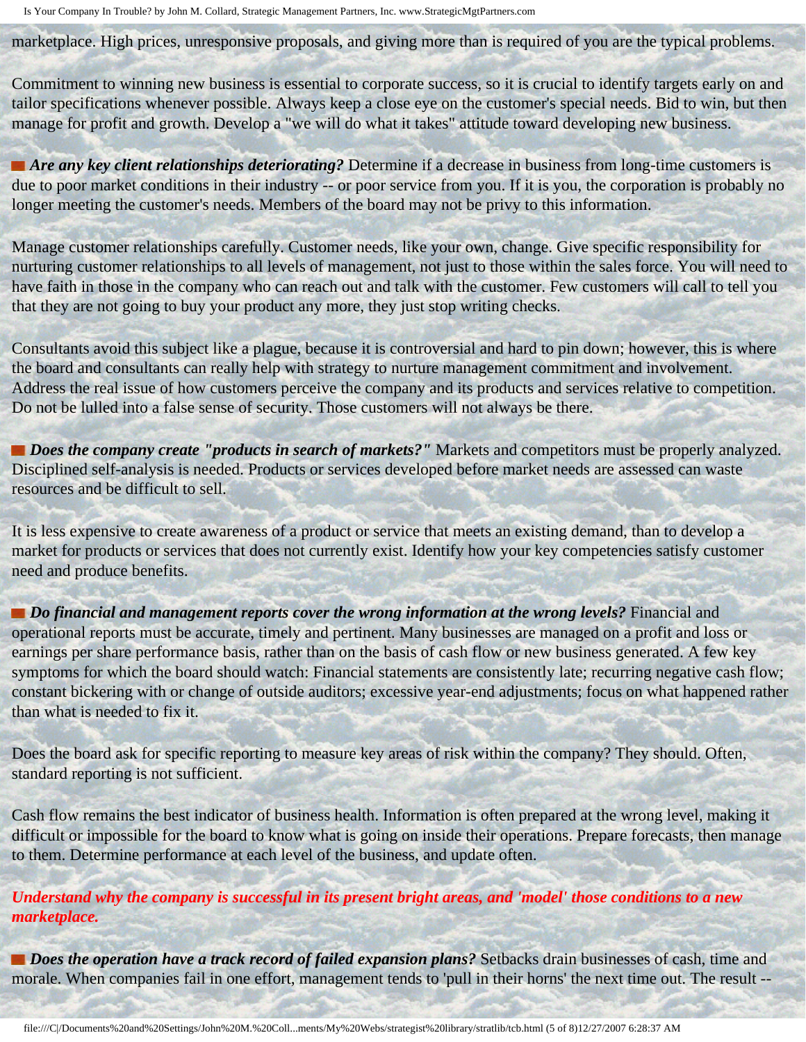marketplace. High prices, unresponsive proposals, and giving more than is required of you are the typical problems.

Commitment to winning new business is essential to corporate success, so it is crucial to identify targets early on and tailor specifications whenever possible. Always keep a close eye on the customer's special needs. Bid to win, but then manage for profit and growth. Develop a "we will do what it takes" attitude toward developing new business.

***Are any key client relationships deteriorating?*** Determine if a decrease in business from long-time customers is due to poor market conditions in their industry -- or poor service from you. If it is you, the corporation is probably no longer meeting the customer's needs. Members of the board may not be privy to this information.

Manage customer relationships carefully. Customer needs, like your own, change. Give specific responsibility for nurturing customer relationships to all levels of management, not just to those within the sales force. You will need to have faith in those in the company who can reach out and talk with the customer. Few customers will call to tell you that they are not going to buy your product any more, they just stop writing checks.

Consultants avoid this subject like a plague, because it is controversial and hard to pin down; however, this is where the board and consultants can really help with strategy to nurture management commitment and involvement. Address the real issue of how customers perceive the company and its products and services relative to competition. Do not be lulled into a false sense of security. Those customers will not always be there.

***Does the company create "products in search of markets?"*** Markets and competitors must be properly analyzed. Disciplined self-analysis is needed. Products or services developed before market needs are assessed can waste resources and be difficult to sell.

It is less expensive to create awareness of a product or service that meets an existing demand, than to develop a market for products or services that does not currently exist. Identify how your key competencies satisfy customer need and produce benefits.

***Do financial and management reports cover the wrong information at the wrong levels?*** Financial and operational reports must be accurate, timely and pertinent. Many businesses are managed on a profit and loss or earnings per share performance basis, rather than on the basis of cash flow or new business generated. A few key symptoms for which the board should watch: Financial statements are consistently late; recurring negative cash flow; constant bickering with or change of outside auditors; excessive year-end adjustments; focus on what happened rather than what is needed to fix it.

Does the board ask for specific reporting to measure key areas of risk within the company? They should. Often, standard reporting is not sufficient.

Cash flow remains the best indicator of business health. Information is often prepared at the wrong level, making it difficult or impossible for the board to know what is going on inside their operations. Prepare forecasts, then manage to them. Determine performance at each level of the business, and update often.

***Understand why the company is successful in its present bright areas, and 'model' those conditions to a new marketplace.***

***Does the operation have a track record of failed expansion plans?*** Setbacks drain businesses of cash, time and morale. When companies fail in one effort, management tends to 'pull in their horns' the next time out. The result --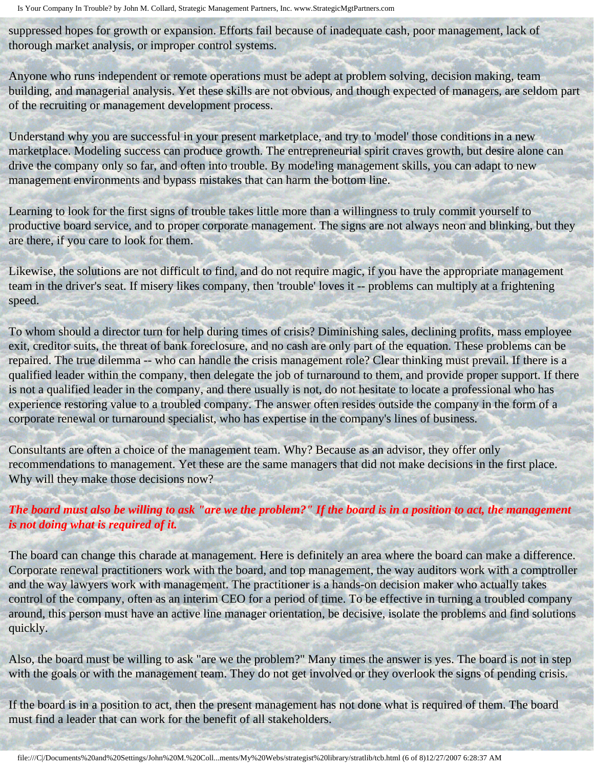suppressed hopes for growth or expansion. Efforts fail because of inadequate cash, poor management, lack of thorough market analysis, or improper control systems.

Anyone who runs independent or remote operations must be adept at problem solving, decision making, team building, and managerial analysis. Yet these skills are not obvious, and though expected of managers, are seldom part of the recruiting or management development process.

Understand why you are successful in your present marketplace, and try to 'model' those conditions in a new marketplace. Modeling success can produce growth. The entrepreneurial spirit craves growth, but desire alone can drive the company only so far, and often into trouble. By modeling management skills, you can adapt to new management environments and bypass mistakes that can harm the bottom line.

Learning to look for the first signs of trouble takes little more than a willingness to truly commit yourself to productive board service, and to proper corporate management. The signs are not always neon and blinking, but they are there, if you care to look for them.

Likewise, the solutions are not difficult to find, and do not require magic, if you have the appropriate management team in the driver's seat. If misery likes company, then 'trouble' loves it -- problems can multiply at a frightening speed.

To whom should a director turn for help during times of crisis? Diminishing sales, declining profits, mass employee exit, creditor suits, the threat of bank foreclosure, and no cash are only part of the equation. These problems can be repaired. The true dilemma -- who can handle the crisis management role? Clear thinking must prevail. If there is a qualified leader within the company, then delegate the job of turnaround to them, and provide proper support. If there is not a qualified leader in the company, and there usually is not, do not hesitate to locate a professional who has experience restoring value to a troubled company. The answer often resides outside the company in the form of a corporate renewal or turnaround specialist, who has expertise in the company's lines of business.

Consultants are often a choice of the management team. Why? Because as an advisor, they offer only recommendations to management. Yet these are the same managers that did not make decisions in the first place. Why will they make those decisions now?

***The board must also be willing to ask "are we the problem?" If the board is in a position to act, the management is not doing what is required of it.***

The board can change this charade at management. Here is definitely an area where the board can make a difference. Corporate renewal practitioners work with the board, and top management, the way auditors work with a comptroller and the way lawyers work with management. The practitioner is a hands-on decision maker who actually takes control of the company, often as an interim CEO for a period of time. To be effective in turning a troubled company around, this person must have an active line manager orientation, be decisive, isolate the problems and find solutions quickly.

Also, the board must be willing to ask "are we the problem?" Many times the answer is yes. The board is not in step with the goals or with the management team. They do not get involved or they overlook the signs of pending crisis.

If the board is in a position to act, then the present management has not done what is required of them. The board must find a leader that can work for the benefit of all stakeholders.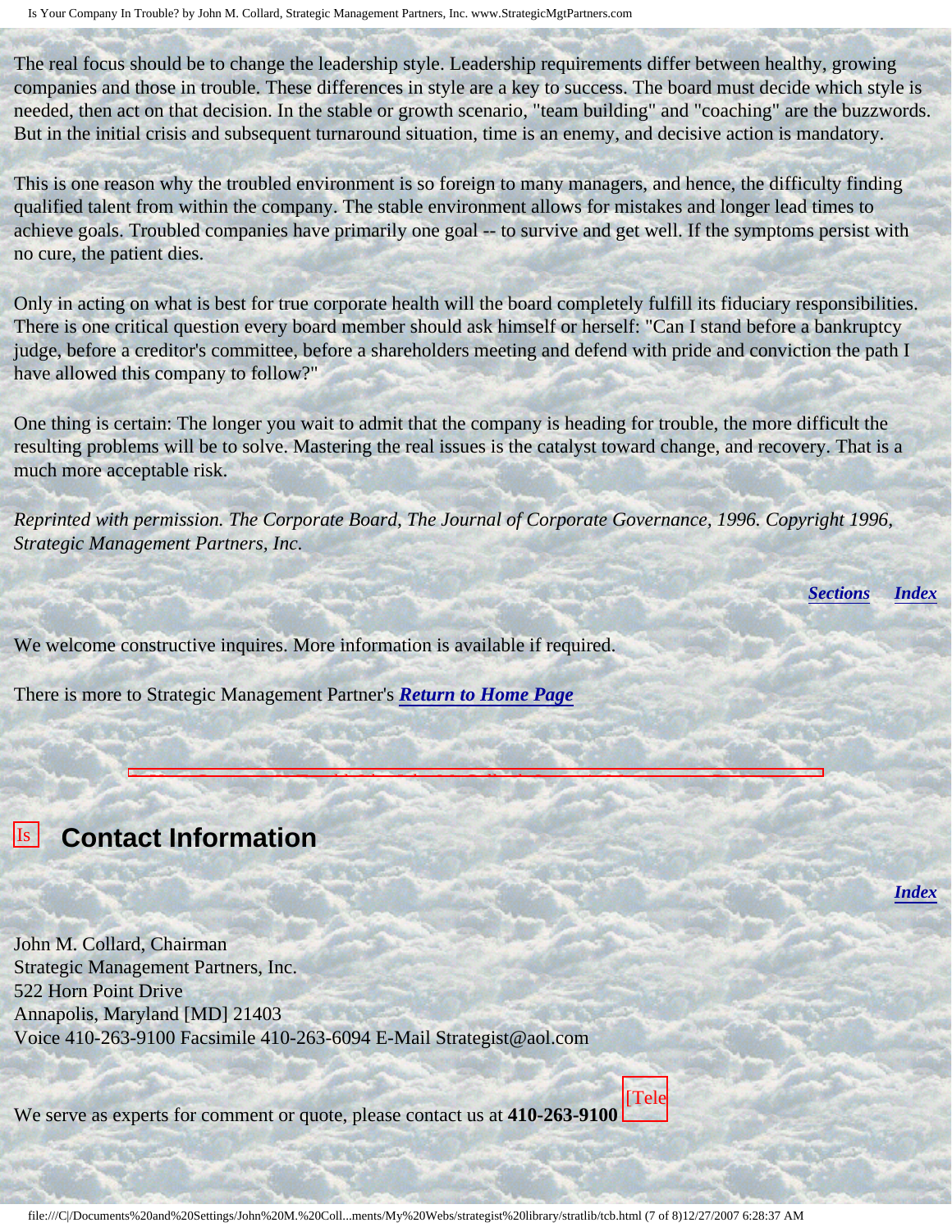The real focus should be to change the leadership style. Leadership requirements differ between healthy, growing companies and those in trouble. These differences in style are a key to success. The board must decide which style is needed, then act on that decision. In the stable or growth scenario, "team building" and "coaching" are the buzzwords. But in the initial crisis and subsequent turnaround situation, time is an enemy, and decisive action is mandatory.

This is one reason why the troubled environment is so foreign to many managers, and hence, the difficulty finding qualified talent from within the company. The stable environment allows for mistakes and longer lead times to achieve goals. Troubled companies have primarily one goal -- to survive and get well. If the symptoms persist with no cure, the patient dies.

Only in acting on what is best for true corporate health will the board completely fulfill its fiduciary responsibilities. There is one critical question every board member should ask himself or herself: "Can I stand before a bankruptcy judge, before a creditor's committee, before a shareholders meeting and defend with pride and conviction the path I have allowed this company to follow?"

One thing is certain: The longer you wait to admit that the company is heading for trouble, the more difficult the resulting problems will be to solve. Mastering the real issues is the catalyst toward change, and recovery. That is a much more acceptable risk.

*Reprinted with permission. The Corporate Board, The Journal of Corporate Governance, 1996. Copyright 1996, Strategic Management Partners, Inc.*

***Sections*** ***Index***

We welcome constructive inquires. More information is available if required.

There is more to Strategic Management Partner's ***Return to Home Page***

## Contact Information

***Index***

John M. Collard, Chairman
Strategic Management Partners, Inc.
522 Horn Point Drive
Annapolis, Maryland [MD] 21403
Voice 410-263-9100 Facsimile 410-263-6094 E-Mail Strategist@aol.com

We serve as experts for comment or quote, please contact us at **410-263-9100**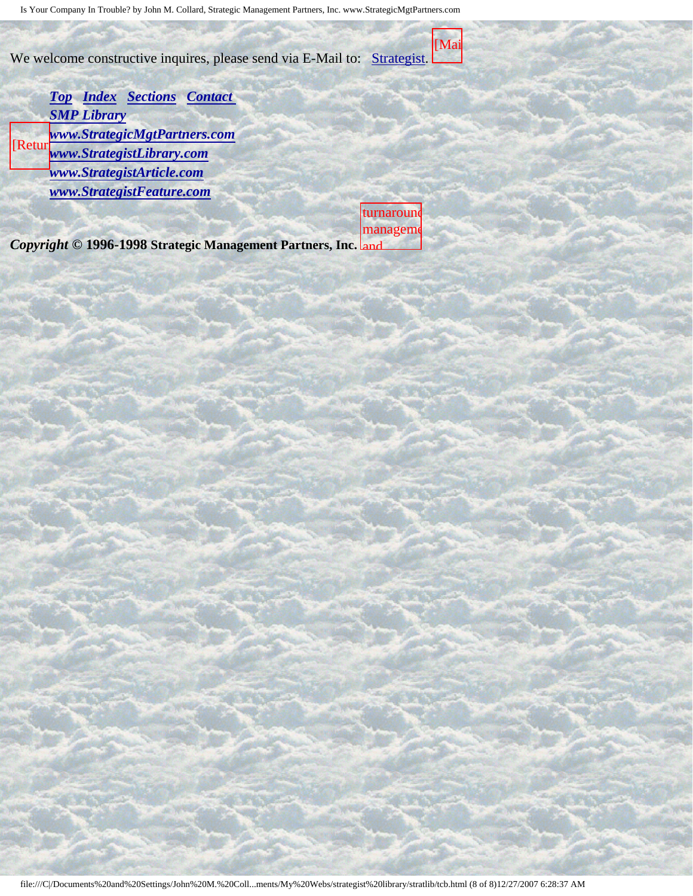We welcome constructive inquires, please send via E-Mail to: Strategist. [Mai

***Top*** ***Index*** ***Sections*** ***Contact***
***SMP Library***
[Retur ***www.StrategicMgtPartners.com***
***www.StrategistLibrary.com***
***www.StrategistArticle.com***
***www.StrategistFeature.com***

***Copyright*** **© 1996-1998 Strategic Management Partners, Inc.** turnaround manageme and